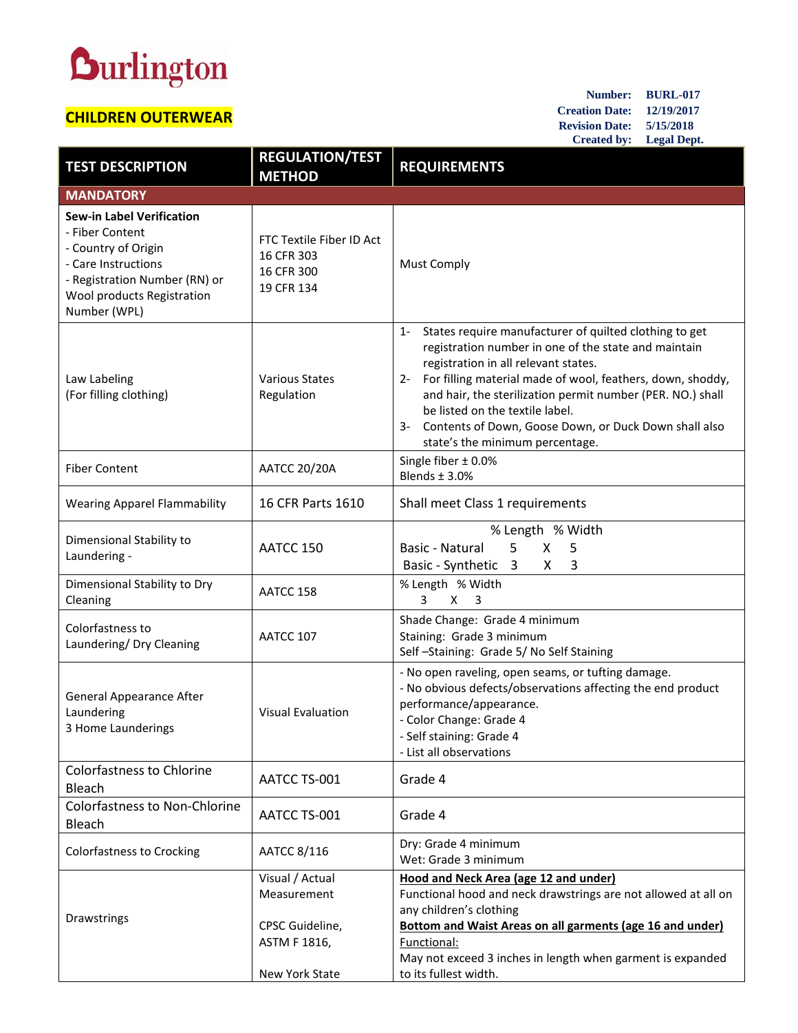Burlington

## CHILDREN OUTERWEAR

**Number:** BURL-017
**Creation Date:** 12/19/2017
**Revision Date:** 5/15/2018
**Created by:** Legal Dept.

| TEST DESCRIPTION | REGULATION/TEST METHOD | REQUIREMENTS |
|---|---|---|
| **MANDATORY** | | |
| **Sew-in Label Verification**<br>- Fiber Content<br>- Country of Origin<br>- Care Instructions<br>- Registration Number (RN) or Wool products Registration Number (WPL) | FTC Textile Fiber ID Act<br>16 CFR 303<br>16 CFR 300<br>19 CFR 134 | Must Comply |
| Law Labeling<br>(For filling clothing) | Various States Regulation | 1- States require manufacturer of quilted clothing to get registration number in one of the state and maintain registration in all relevant states.<br>2- For filling material made of wool, feathers, down, shoddy, and hair, the sterilization permit number (PER. NO.) shall be listed on the textile label.<br>3- Contents of Down, Goose Down, or Duck Down shall also state's the minimum percentage. |
| Fiber Content | AATCC 20/20A | Single fiber ± 0.0%<br>Blends ± 3.0% |
| Wearing Apparel Flammability | 16 CFR Parts 1610 | Shall meet Class 1 requirements |
| Dimensional Stability to Laundering - | AATCC 150 | % Length % Width<br>Basic - Natural 5 X 5<br>Basic - Synthetic 3 X 3 |
| Dimensional Stability to Dry Cleaning | AATCC 158 | % Length % Width<br>3 X 3 |
| Colorfastness to Laundering/ Dry Cleaning | AATCC 107 | Shade Change: Grade 4 minimum<br>Staining: Grade 3 minimum<br>Self –Staining: Grade 5/ No Self Staining |
| General Appearance After Laundering<br>3 Home Launderings | Visual Evaluation | - No open raveling, open seams, or tufting damage.<br>- No obvious defects/observations affecting the end product performance/appearance.<br>- Color Change: Grade 4<br>- Self staining: Grade 4<br>- List all observations |
| Colorfastness to Chlorine Bleach | AATCC TS-001 | Grade 4 |
| Colorfastness to Non-Chlorine Bleach | AATCC TS-001 | Grade 4 |
| Colorfastness to Crocking | AATCC 8/116 | Dry: Grade 4 minimum<br>Wet: Grade 3 minimum |
| Drawstrings | Visual / Actual Measurement<br><br>CPSC Guideline, ASTM F 1816,<br><br>New York State | **Hood and Neck Area (age 12 and under)**<br>Functional hood and neck drawstrings are not allowed at all on any children's clothing<br>**Bottom and Waist Areas on all garments (age 16 and under)**<br>Functional:<br>May not exceed 3 inches in length when garment is expanded to its fullest width. |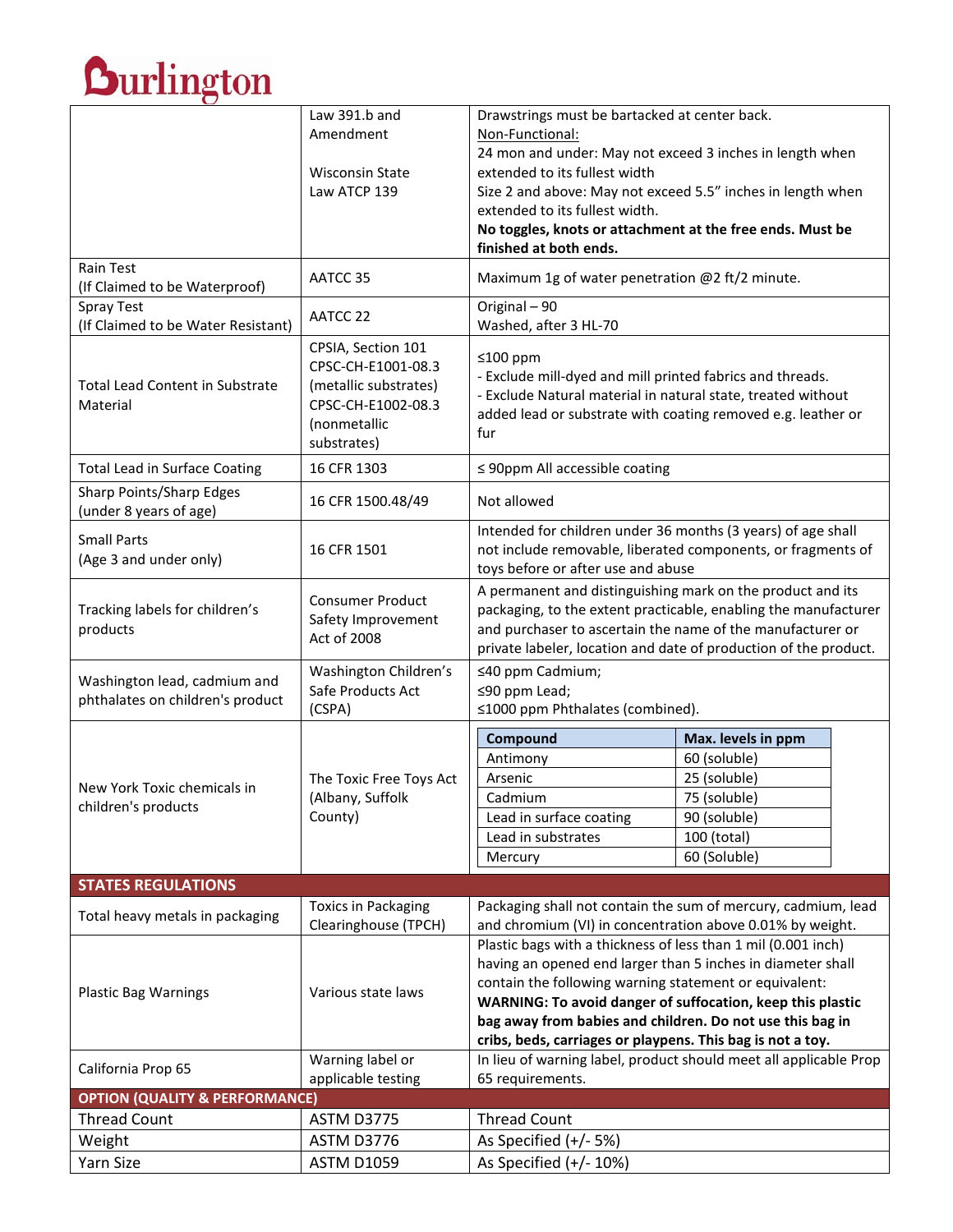Burlington

| | | |
|---|---|---|
| | Law 391.b and Amendment<br><br>Wisconsin State Law ATCP 139 | Drawstrings must be bartacked at center back.<br>Non-Functional:<br>24 mon and under: May not exceed 3 inches in length when extended to its fullest width<br>Size 2 and above: May not exceed 5.5" inches in length when extended to its fullest width.<br>**No toggles, knots or attachment at the free ends. Must be finished at both ends.** |
| Rain Test<br>(If Claimed to be Waterproof) | AATCC 35 | Maximum 1g of water penetration @2 ft/2 minute. |
| Spray Test<br>(If Claimed to be Water Resistant) | AATCC 22 | Original – 90<br>Washed, after 3 HL-70 |
| Total Lead Content in Substrate Material | CPSIA, Section 101<br>CPSC-CH-E1001-08.3 (metallic substrates)<br>CPSC-CH-E1002-08.3 (nonmetallic substrates) | ≤100 ppm<br>- Exclude mill-dyed and mill printed fabrics and threads.<br>- Exclude Natural material in natural state, treated without added lead or substrate with coating removed e.g. leather or fur |
| Total Lead in Surface Coating | 16 CFR 1303 | ≤ 90ppm All accessible coating |
| Sharp Points/Sharp Edges<br>(under 8 years of age) | 16 CFR 1500.48/49 | Not allowed |
| Small Parts<br>(Age 3 and under only) | 16 CFR 1501 | Intended for children under 36 months (3 years) of age shall not include removable, liberated components, or fragments of toys before or after use and abuse |
| Tracking labels for children's products | Consumer Product Safety Improvement Act of 2008 | A permanent and distinguishing mark on the product and its packaging, to the extent practicable, enabling the manufacturer and purchaser to ascertain the name of the manufacturer or private labeler, location and date of production of the product. |
| Washington lead, cadmium and phthalates on children's product | Washington Children's Safe Products Act (CSPA) | ≤40 ppm Cadmium;<br>≤90 ppm Lead;<br>≤1000 ppm Phthalates (combined). |
| New York Toxic chemicals in children's products | The Toxic Free Toys Act (Albany, Suffolk County) | **Compound** – **Max. levels in ppm**<br>Antimony – 60 (soluble)<br>Arsenic – 25 (soluble)<br>Cadmium – 75 (soluble)<br>Lead in surface coating – 90 (soluble)<br>Lead in substrates – 100 (total)<br>Mercury – 60 (Soluble) |
| **STATES REGULATIONS** | | |
| Total heavy metals in packaging | Toxics in Packaging Clearinghouse (TPCH) | Packaging shall not contain the sum of mercury, cadmium, lead and chromium (VI) in concentration above 0.01% by weight. |
| Plastic Bag Warnings | Various state laws | Plastic bags with a thickness of less than 1 mil (0.001 inch) having an opened end larger than 5 inches in diameter shall contain the following warning statement or equivalent:<br>**WARNING: To avoid danger of suffocation, keep this plastic bag away from babies and children. Do not use this bag in cribs, beds, carriages or playpens. This bag is not a toy.** |
| California Prop 65 | Warning label or applicable testing | In lieu of warning label, product should meet all applicable Prop 65 requirements. |
| **OPTION (QUALITY & PERFORMANCE)** | | |
| Thread Count | ASTM D3775 | Thread Count |
| Weight | ASTM D3776 | As Specified (+/- 5%) |
| Yarn Size | ASTM D1059 | As Specified (+/- 10%) |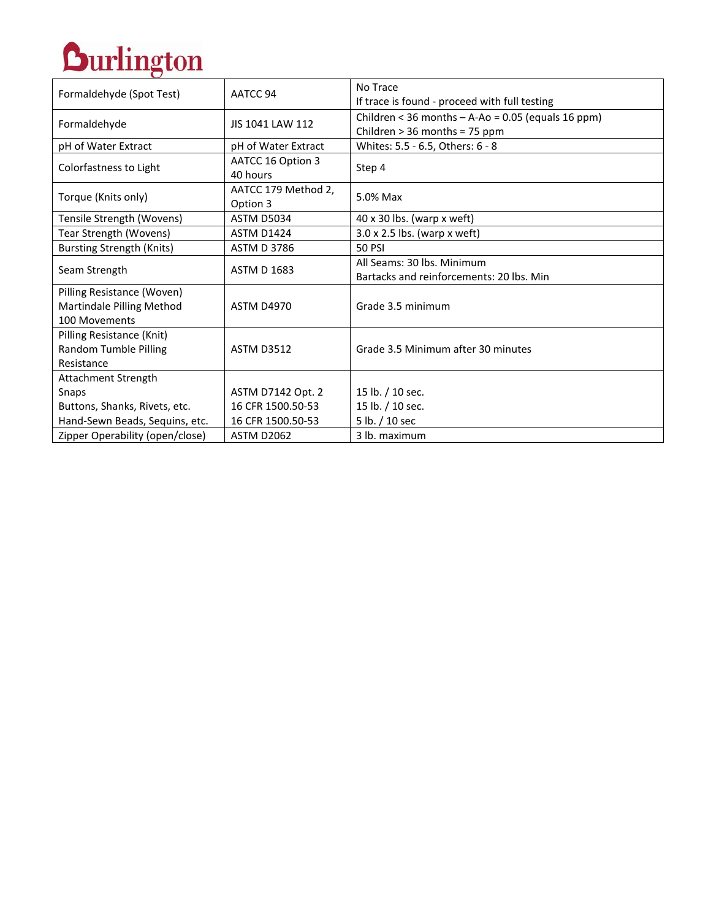Burlington

| | | |
|---|---|---|
| Formaldehyde (Spot Test) | AATCC 94 | No Trace<br>If trace is found - proceed with full testing |
| Formaldehyde | JIS 1041 LAW 112 | Children < 36 months – A-Ao = 0.05 (equals 16 ppm)<br>Children > 36 months = 75 ppm |
| pH of Water Extract | pH of Water Extract | Whites: 5.5 - 6.5, Others: 6 - 8 |
| Colorfastness to Light | AATCC 16 Option 3<br>40 hours | Step 4 |
| Torque (Knits only) | AATCC 179 Method 2, Option 3 | 5.0% Max |
| Tensile Strength (Wovens) | ASTM D5034 | 40 x 30 lbs. (warp x weft) |
| Tear Strength (Wovens) | ASTM D1424 | 3.0 x 2.5 lbs. (warp x weft) |
| Bursting Strength (Knits) | ASTM D 3786 | 50 PSI |
| Seam Strength | ASTM D 1683 | All Seams: 30 lbs. Minimum<br>Bartacks and reinforcements: 20 lbs. Min |
| Pilling Resistance (Woven)<br>Martindale Pilling Method<br>100 Movements | ASTM D4970 | Grade 3.5 minimum |
| Pilling Resistance (Knit)<br>Random Tumble Pilling Resistance | ASTM D3512 | Grade 3.5 Minimum after 30 minutes |
| Attachment Strength<br>Snaps<br>Buttons, Shanks, Rivets, etc.<br>Hand-Sewn Beads, Sequins, etc. | <br>ASTM D7142 Opt. 2<br>16 CFR 1500.50-53<br>16 CFR 1500.50-53 | <br>15 lb. / 10 sec.<br>15 lb. / 10 sec.<br>5 lb. / 10 sec |
| Zipper Operability (open/close) | ASTM D2062 | 3 lb. maximum |